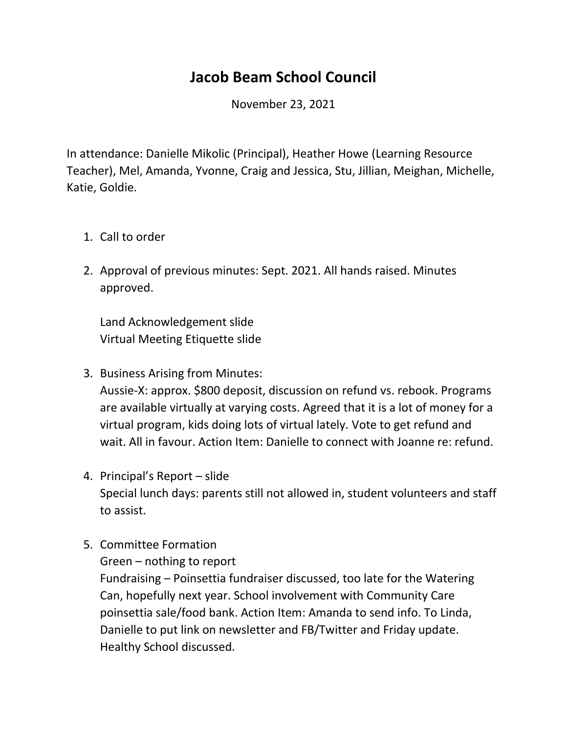# Jacob Beam School Council

November 23, 2021

In attendance: Danielle Mikolic (Principal), Heather Howe (Learning Resource Teacher), Mel, Amanda, Yvonne, Craig and Jessica, Stu, Jillian, Meighan, Michelle, Katie, Goldie.

1. Call to order

2. Approval of previous minutes: Sept. 2021. All hands raised. Minutes approved.

   Land Acknowledgement slide
   Virtual Meeting Etiquette slide

3. Business Arising from Minutes:
   Aussie-X: approx. $800 deposit, discussion on refund vs. rebook. Programs are available virtually at varying costs. Agreed that it is a lot of money for a virtual program, kids doing lots of virtual lately. Vote to get refund and wait. All in favour. Action Item: Danielle to connect with Joanne re: refund.

4. Principal's Report – slide
   Special lunch days: parents still not allowed in, student volunteers and staff to assist.

5. Committee Formation
   Green – nothing to report
   Fundraising – Poinsettia fundraiser discussed, too late for the Watering Can, hopefully next year. School involvement with Community Care poinsettia sale/food bank. Action Item: Amanda to send info. To Linda, Danielle to put link on newsletter and FB/Twitter and Friday update.
   Healthy School discussed.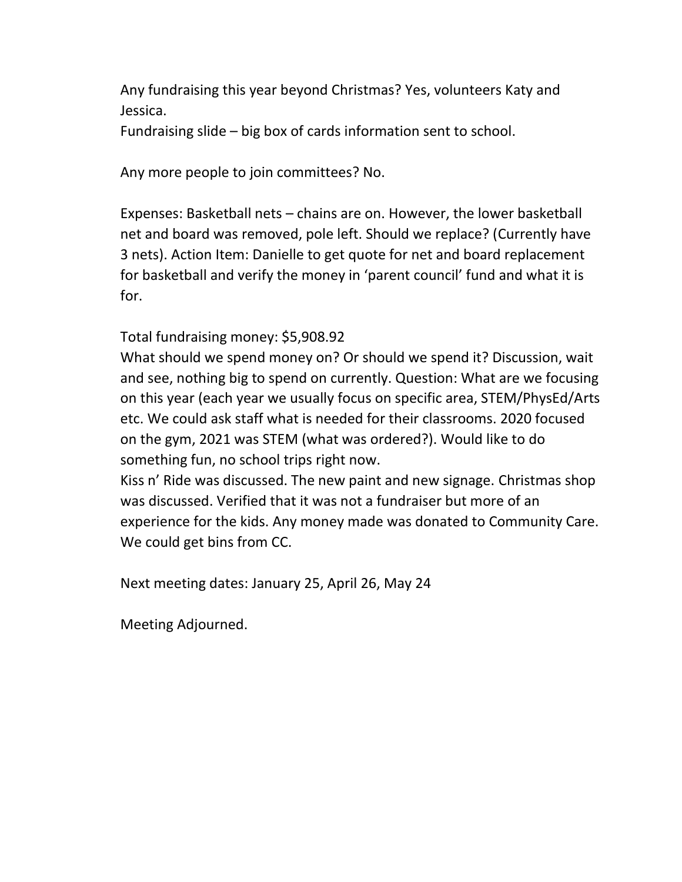Any fundraising this year beyond Christmas? Yes, volunteers Katy and Jessica.
Fundraising slide – big box of cards information sent to school.

Any more people to join committees? No.

Expenses: Basketball nets – chains are on. However, the lower basketball net and board was removed, pole left. Should we replace? (Currently have 3 nets). Action Item: Danielle to get quote for net and board replacement for basketball and verify the money in 'parent council' fund and what it is for.

Total fundraising money: $5,908.92
What should we spend money on? Or should we spend it? Discussion, wait and see, nothing big to spend on currently. Question: What are we focusing on this year (each year we usually focus on specific area, STEM/PhysEd/Arts etc. We could ask staff what is needed for their classrooms. 2020 focused on the gym, 2021 was STEM (what was ordered?). Would like to do something fun, no school trips right now.
Kiss n' Ride was discussed. The new paint and new signage. Christmas shop was discussed. Verified that it was not a fundraiser but more of an experience for the kids. Any money made was donated to Community Care. We could get bins from CC.

Next meeting dates: January 25, April 26, May 24

Meeting Adjourned.